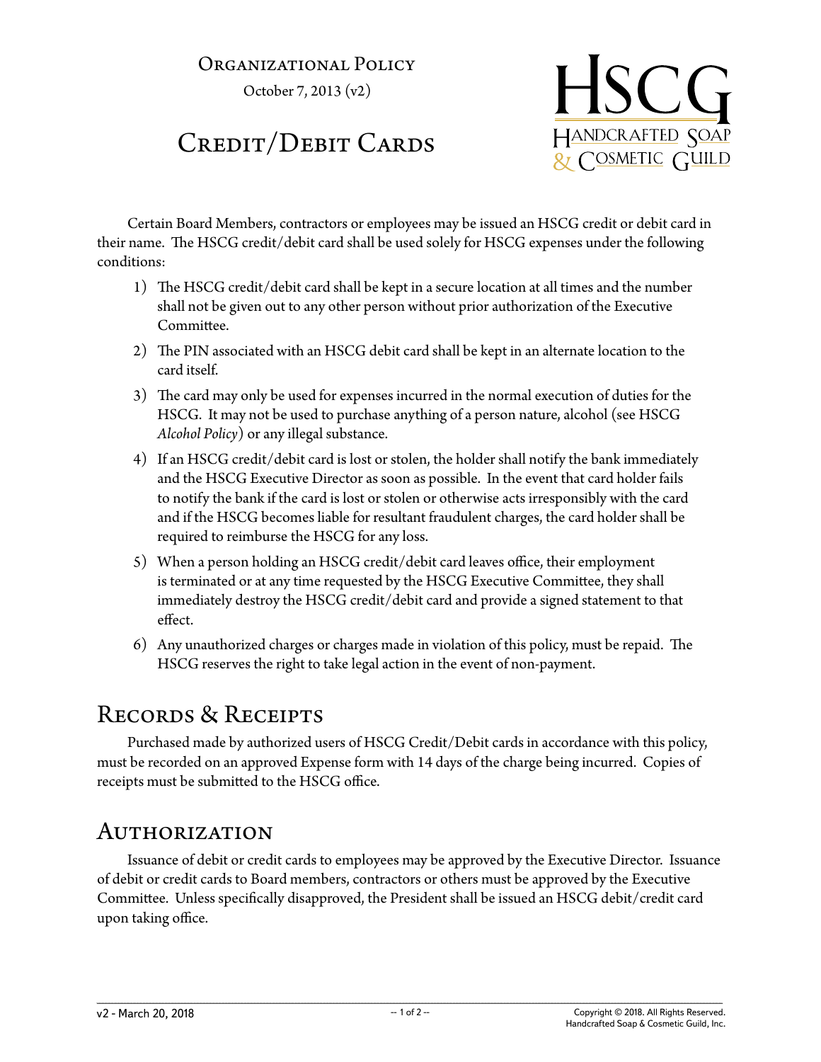Organizational Policy

October 7, 2013 (v2)

# Credit/Debit Cards

HSCG
Handcrafted Soap & Cosmetic Guild

Certain Board Members, contractors or employees may be issued an HSCG credit or debit card in their name. The HSCG credit/debit card shall be used solely for HSCG expenses under the following conditions:

1) The HSCG credit/debit card shall be kept in a secure location at all times and the number shall not be given out to any other person without prior authorization of the Executive Committee.
2) The PIN associated with an HSCG debit card shall be kept in an alternate location to the card itself.
3) The card may only be used for expenses incurred in the normal execution of duties for the HSCG. It may not be used to purchase anything of a person nature, alcohol (see HSCG *Alcohol Policy*) or any illegal substance.
4) If an HSCG credit/debit card is lost or stolen, the holder shall notify the bank immediately and the HSCG Executive Director as soon as possible. In the event that card holder fails to notify the bank if the card is lost or stolen or otherwise acts irresponsibly with the card and if the HSCG becomes liable for resultant fraudulent charges, the card holder shall be required to reimburse the HSCG for any loss.
5) When a person holding an HSCG credit/debit card leaves office, their employment is terminated or at any time requested by the HSCG Executive Committee, they shall immediately destroy the HSCG credit/debit card and provide a signed statement to that effect.
6) Any unauthorized charges or charges made in violation of this policy, must be repaid. The HSCG reserves the right to take legal action in the event of non-payment.

## Records & Receipts

Purchased made by authorized users of HSCG Credit/Debit cards in accordance with this policy, must be recorded on an approved Expense form with 14 days of the charge being incurred. Copies of receipts must be submitted to the HSCG office.

## Authorization

Issuance of debit or credit cards to employees may be approved by the Executive Director. Issuance of debit or credit cards to Board members, contractors or others must be approved by the Executive Committee. Unless specifically disapproved, the President shall be issued an HSCG debit/credit card upon taking office.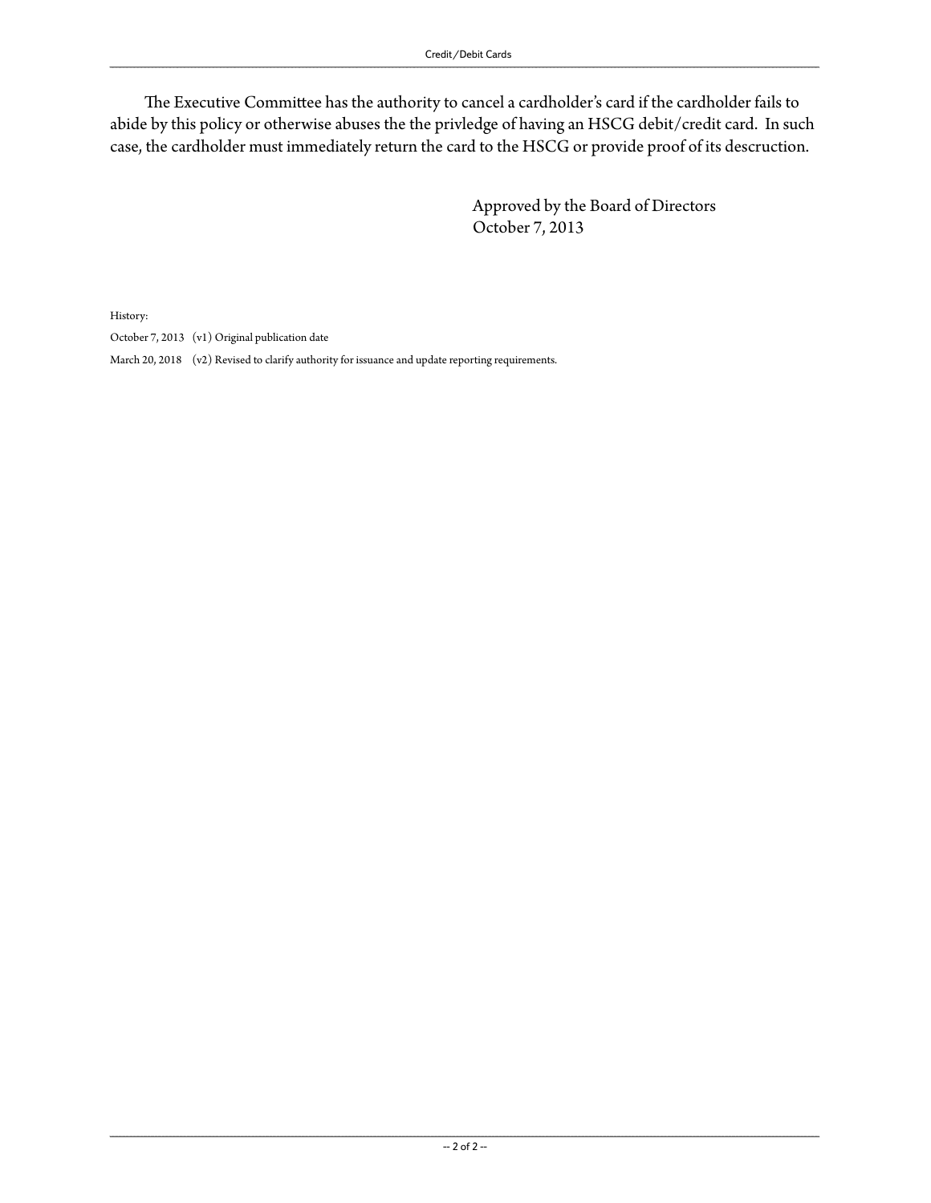The Executive Committee has the authority to cancel a cardholder's card if the cardholder fails to abide by this policy or otherwise abuses the the privledge of having an HSCG debit/credit card. In such case, the cardholder must immediately return the card to the HSCG or provide proof of its descruction.

Approved by the Board of Directors
October 7, 2013

History:

October 7, 2013 (v1) Original publication date

March 20, 2018 (v2) Revised to clarify authority for issuance and update reporting requirements.